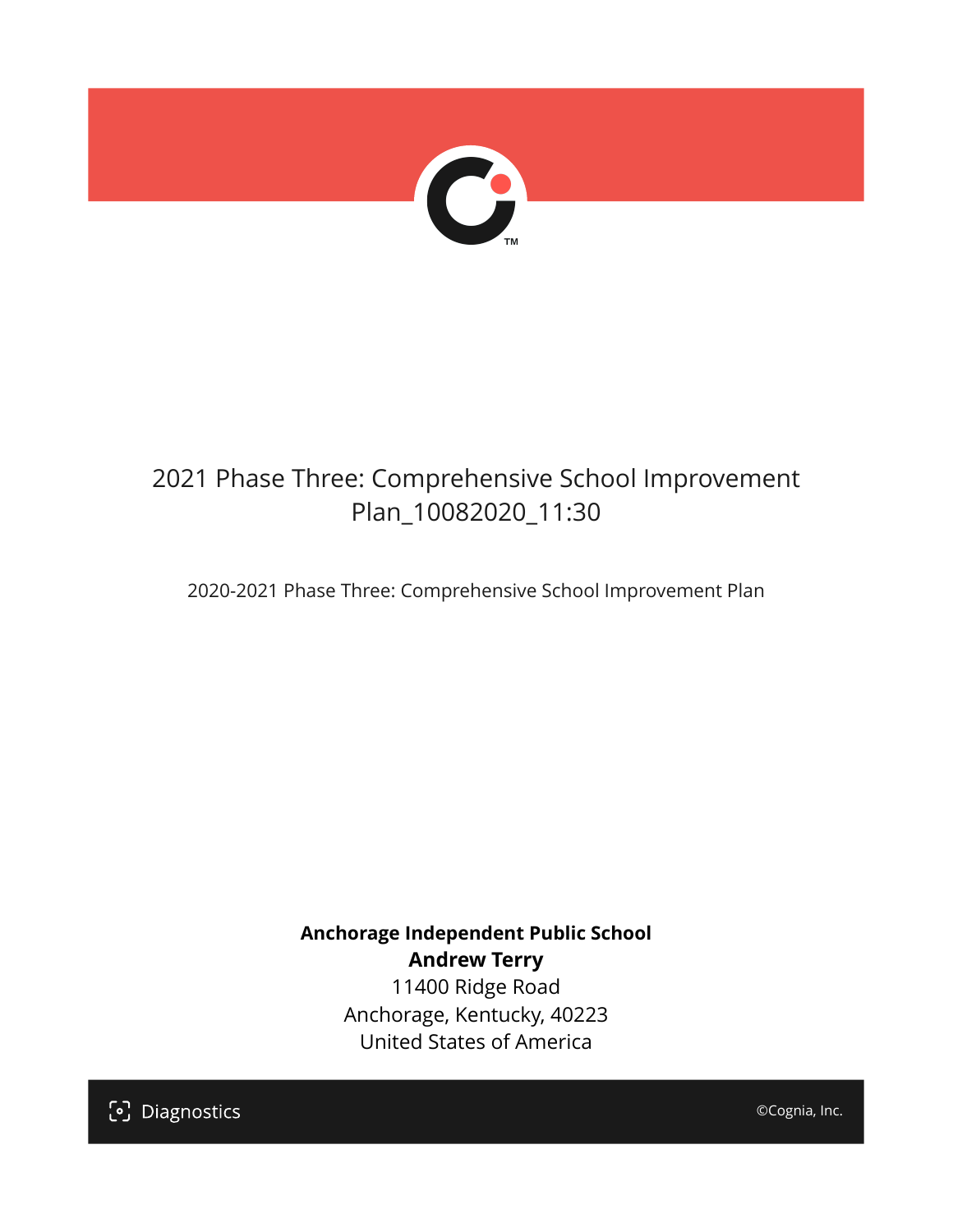# 2021 Phase Three: Comprehensive School Improvement Plan_10082020_11:30

2020-2021 Phase Three: Comprehensive School Improvement Plan

**Anchorage Independent Public School**
**Andrew Terry**
11400 Ridge Road
Anchorage, Kentucky, 40223
United States of America

Diagnostics

©Cognia, Inc.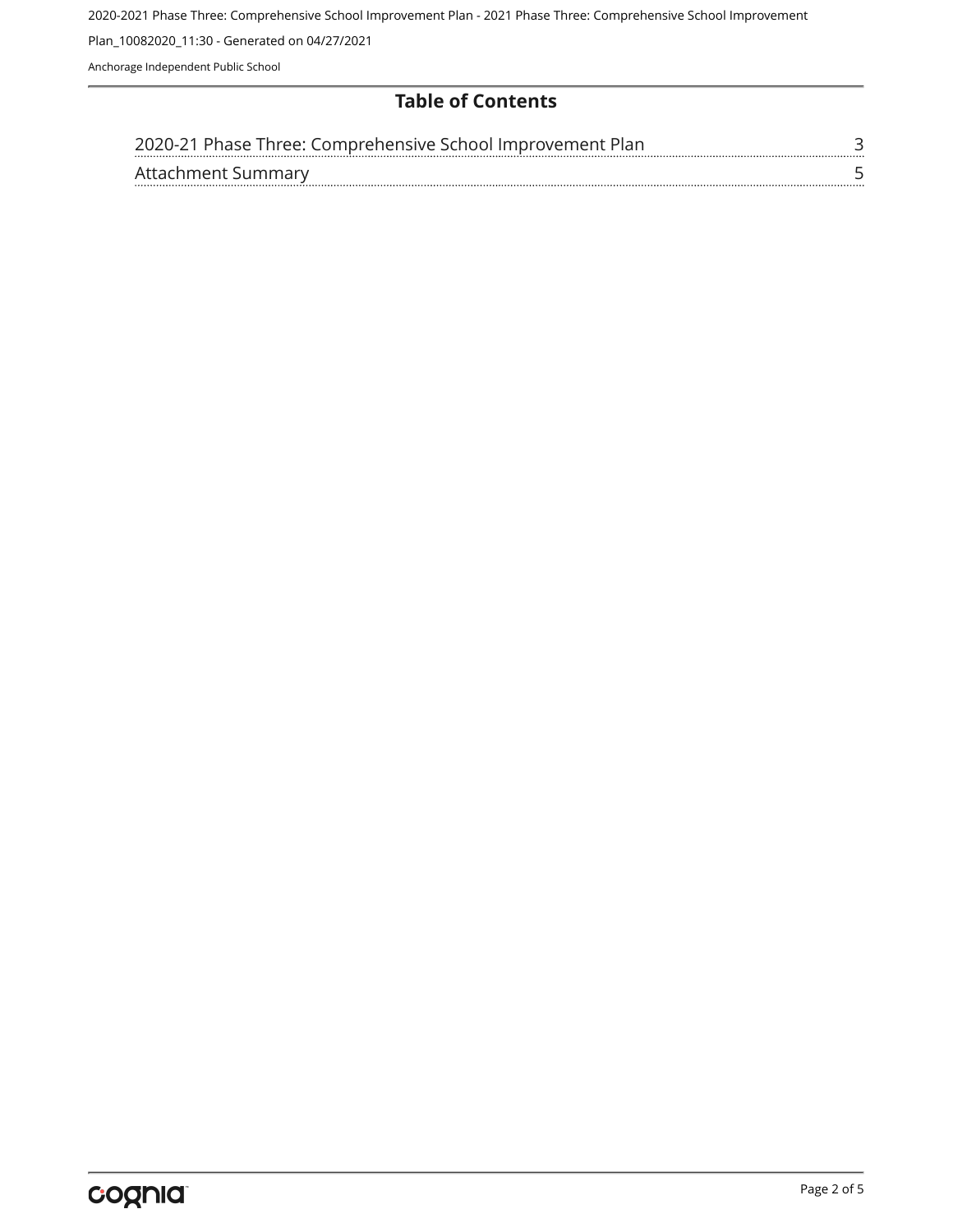## Table of Contents

| | |
|---|---|
| 2020-21 Phase Three: Comprehensive School Improvement Plan | 3 |
| Attachment Summary | 5 |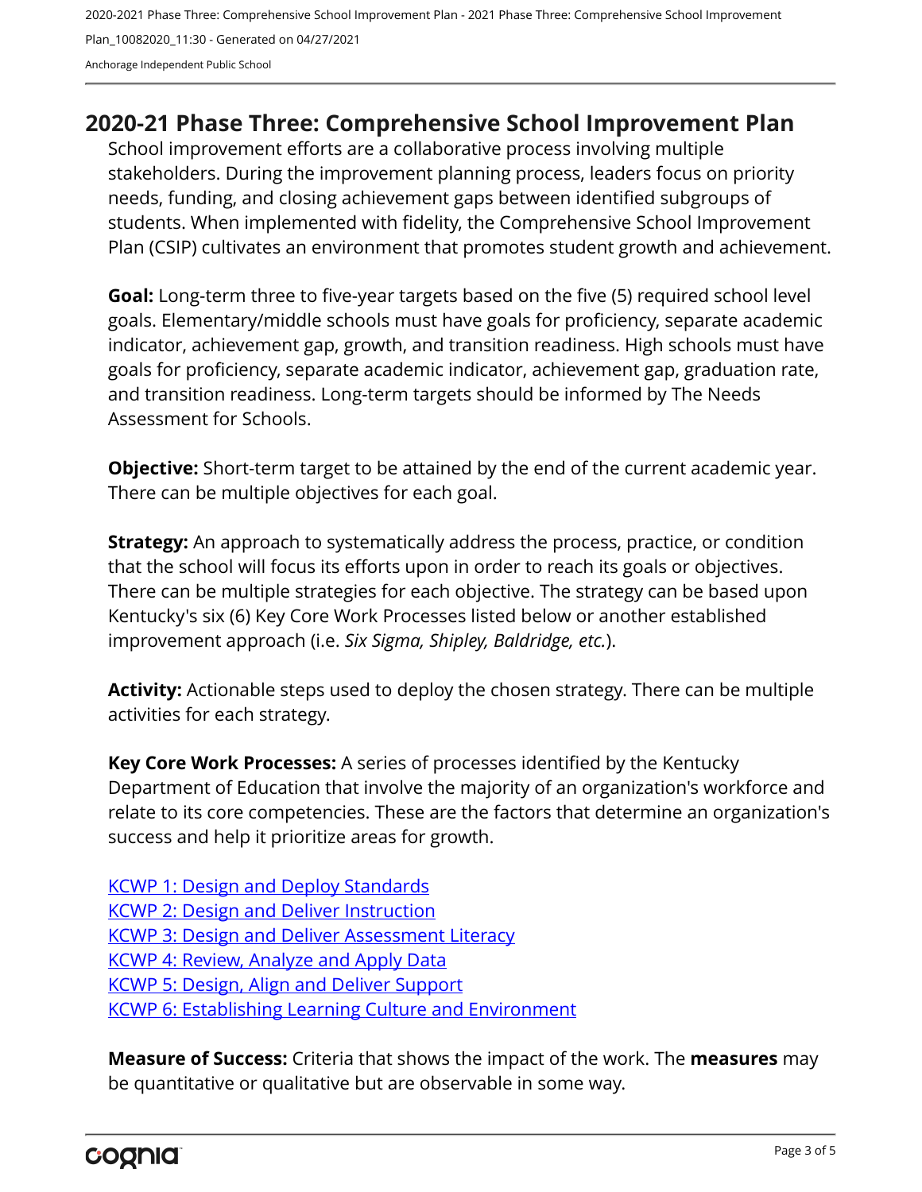# 2020-21 Phase Three: Comprehensive School Improvement Plan

School improvement efforts are a collaborative process involving multiple stakeholders. During the improvement planning process, leaders focus on priority needs, funding, and closing achievement gaps between identified subgroups of students. When implemented with fidelity, the Comprehensive School Improvement Plan (CSIP) cultivates an environment that promotes student growth and achievement.

**Goal:** Long-term three to five-year targets based on the five (5) required school level goals. Elementary/middle schools must have goals for proficiency, separate academic indicator, achievement gap, growth, and transition readiness. High schools must have goals for proficiency, separate academic indicator, achievement gap, graduation rate, and transition readiness. Long-term targets should be informed by The Needs Assessment for Schools.

**Objective:** Short-term target to be attained by the end of the current academic year. There can be multiple objectives for each goal.

**Strategy:** An approach to systematically address the process, practice, or condition that the school will focus its efforts upon in order to reach its goals or objectives. There can be multiple strategies for each objective. The strategy can be based upon Kentucky's six (6) Key Core Work Processes listed below or another established improvement approach (i.e. *Six Sigma, Shipley, Baldridge, etc.*).

**Activity:** Actionable steps used to deploy the chosen strategy. There can be multiple activities for each strategy.

**Key Core Work Processes:** A series of processes identified by the Kentucky Department of Education that involve the majority of an organization's workforce and relate to its core competencies. These are the factors that determine an organization's success and help it prioritize areas for growth.

KCWP 1: Design and Deploy Standards
KCWP 2: Design and Deliver Instruction
KCWP 3: Design and Deliver Assessment Literacy
KCWP 4: Review, Analyze and Apply Data
KCWP 5: Design, Align and Deliver Support
KCWP 6: Establishing Learning Culture and Environment

**Measure of Success:** Criteria that shows the impact of the work. The **measures** may be quantitative or qualitative but are observable in some way.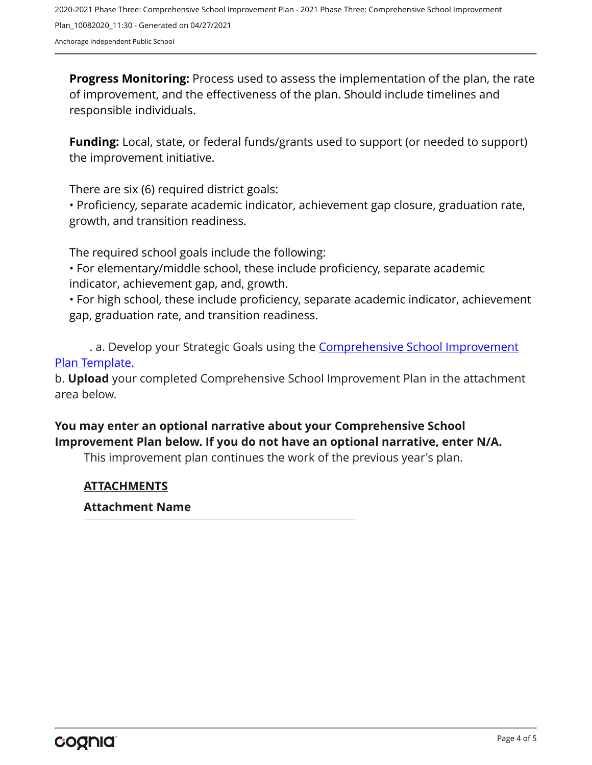**Progress Monitoring:** Process used to assess the implementation of the plan, the rate of improvement, and the effectiveness of the plan. Should include timelines and responsible individuals.

**Funding:** Local, state, or federal funds/grants used to support (or needed to support) the improvement initiative.

There are six (6) required district goals:

• Proficiency, separate academic indicator, achievement gap closure, graduation rate, growth, and transition readiness.

The required school goals include the following:

• For elementary/middle school, these include proficiency, separate academic indicator, achievement gap, and, growth.

• For high school, these include proficiency, separate academic indicator, achievement gap, graduation rate, and transition readiness.

. a. Develop your Strategic Goals using the Comprehensive School Improvement Plan Template.

b. **Upload** your completed Comprehensive School Improvement Plan in the attachment area below.

**You may enter an optional narrative about your Comprehensive School Improvement Plan below. If you do not have an optional narrative, enter N/A.**

This improvement plan continues the work of the previous year's plan.

**ATTACHMENTS**

**Attachment Name**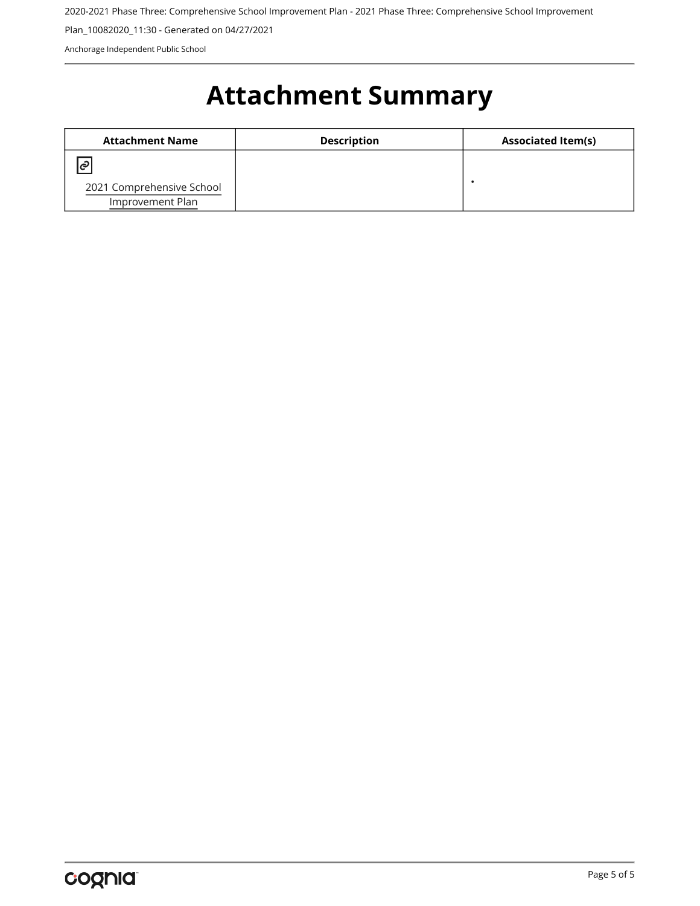# Attachment Summary

| Attachment Name | Description | Associated Item(s) |
| --- | --- | --- |
| 2021 Comprehensive School Improvement Plan | | • |